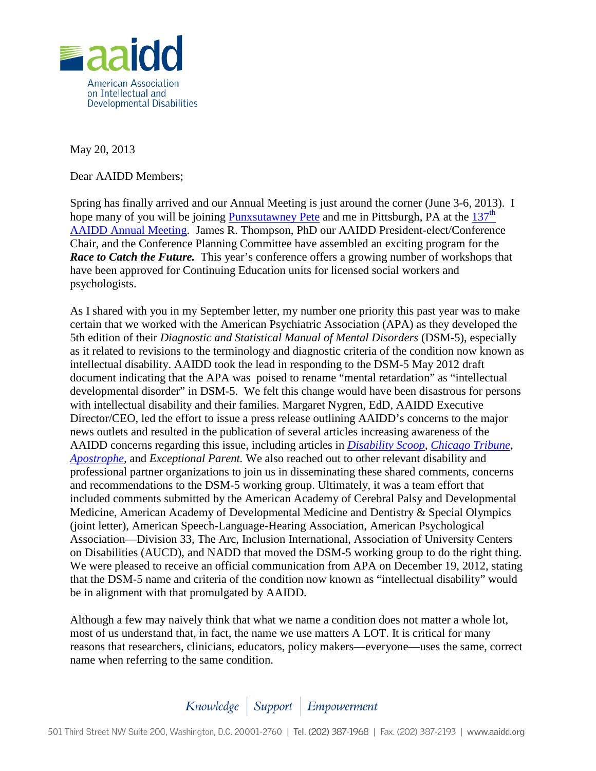aaidd

American Association on Intellectual and Developmental Disabilities

May 20, 2013

Dear AAIDD Members;

Spring has finally arrived and our Annual Meeting is just around the corner (June 3-6, 2013). I hope many of you will be joining Punxsutawney Pete and me in Pittsburgh, PA at the 137th AAIDD Annual Meeting. James R. Thompson, PhD our AAIDD President-elect/Conference Chair, and the Conference Planning Committee have assembled an exciting program for the ***Race to Catch the Future.*** This year's conference offers a growing number of workshops that have been approved for Continuing Education units for licensed social workers and psychologists.

As I shared with you in my September letter, my number one priority this past year was to make certain that we worked with the American Psychiatric Association (APA) as they developed the 5th edition of their *Diagnostic and Statistical Manual of Mental Disorders* (DSM-5), especially as it related to revisions to the terminology and diagnostic criteria of the condition now known as intellectual disability. AAIDD took the lead in responding to the DSM-5 May 2012 draft document indicating that the APA was poised to rename "mental retardation" as "intellectual developmental disorder" in DSM-5. We felt this change would have been disastrous for persons with intellectual disability and their families. Margaret Nygren, EdD, AAIDD Executive Director/CEO, led the effort to issue a press release outlining AAIDD's concerns to the major news outlets and resulted in the publication of several articles increasing awareness of the AAIDD concerns regarding this issue, including articles in *Disability Scoop*, *Chicago Tribune*, *Apostrophe*, and *Exceptional Parent.* We also reached out to other relevant disability and professional partner organizations to join us in disseminating these shared comments, concerns and recommendations to the DSM-5 working group. Ultimately, it was a team effort that included comments submitted by the American Academy of Cerebral Palsy and Developmental Medicine, American Academy of Developmental Medicine and Dentistry & Special Olympics (joint letter), American Speech-Language-Hearing Association, American Psychological Association—Division 33, The Arc, Inclusion International, Association of University Centers on Disabilities (AUCD), and NADD that moved the DSM-5 working group to do the right thing. We were pleased to receive an official communication from APA on December 19, 2012, stating that the DSM-5 name and criteria of the condition now known as "intellectual disability" would be in alignment with that promulgated by AAIDD.

Although a few may naively think that what we name a condition does not matter a whole lot, most of us understand that, in fact, the name we use matters A LOT. It is critical for many reasons that researchers, clinicians, educators, policy makers—everyone—uses the same, correct name when referring to the same condition.

*Knowledge | Support | Empowerment*

501 Third Street NW Suite 200, Washington, D.C. 20001-2760 | Tel. (202) 387-1968 | Fax. (202) 387-2193 | www.aaidd.org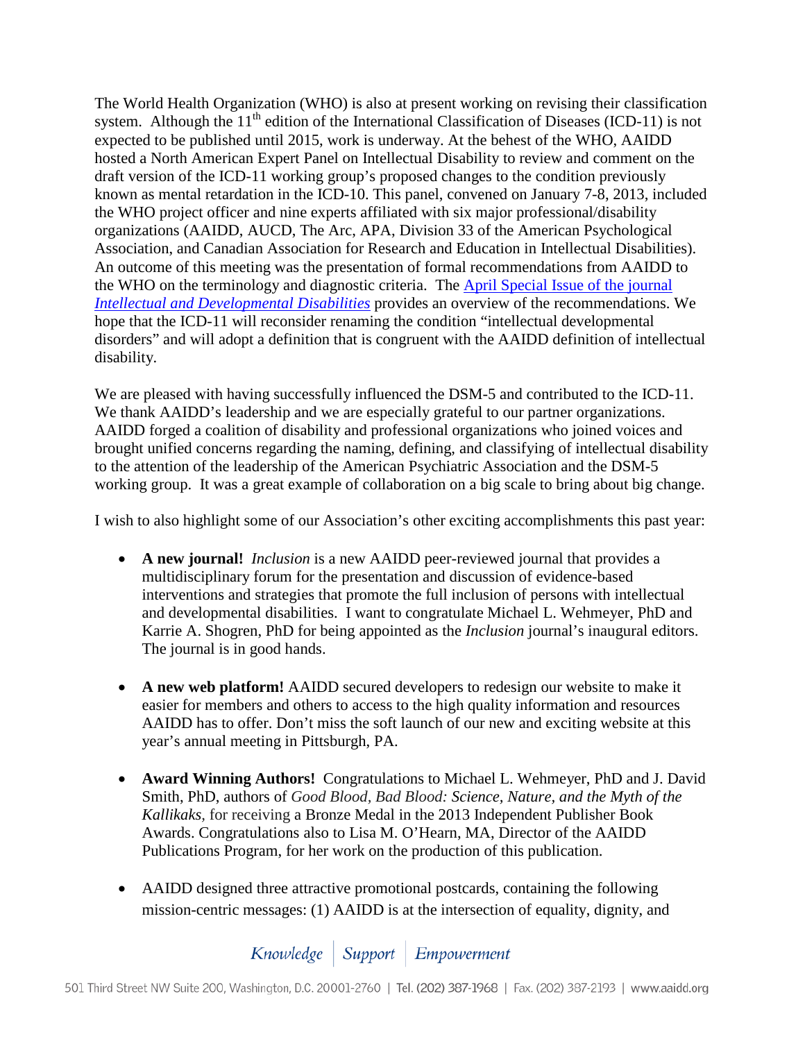The World Health Organization (WHO) is also at present working on revising their classification system. Although the 11th edition of the International Classification of Diseases (ICD-11) is not expected to be published until 2015, work is underway. At the behest of the WHO, AAIDD hosted a North American Expert Panel on Intellectual Disability to review and comment on the draft version of the ICD-11 working group's proposed changes to the condition previously known as mental retardation in the ICD-10. This panel, convened on January 7-8, 2013, included the WHO project officer and nine experts affiliated with six major professional/disability organizations (AAIDD, AUCD, The Arc, APA, Division 33 of the American Psychological Association, and Canadian Association for Research and Education in Intellectual Disabilities). An outcome of this meeting was the presentation of formal recommendations from AAIDD to the WHO on the terminology and diagnostic criteria. The April Special Issue of the journal *Intellectual and Developmental Disabilities* provides an overview of the recommendations. We hope that the ICD-11 will reconsider renaming the condition "intellectual developmental disorders" and will adopt a definition that is congruent with the AAIDD definition of intellectual disability.

We are pleased with having successfully influenced the DSM-5 and contributed to the ICD-11. We thank AAIDD's leadership and we are especially grateful to our partner organizations. AAIDD forged a coalition of disability and professional organizations who joined voices and brought unified concerns regarding the naming, defining, and classifying of intellectual disability to the attention of the leadership of the American Psychiatric Association and the DSM-5 working group. It was a great example of collaboration on a big scale to bring about big change.

I wish to also highlight some of our Association's other exciting accomplishments this past year:

- **A new journal!** *Inclusion* is a new AAIDD peer-reviewed journal that provides a multidisciplinary forum for the presentation and discussion of evidence-based interventions and strategies that promote the full inclusion of persons with intellectual and developmental disabilities. I want to congratulate Michael L. Wehmeyer, PhD and Karrie A. Shogren, PhD for being appointed as the *Inclusion* journal's inaugural editors. The journal is in good hands.

- **A new web platform!** AAIDD secured developers to redesign our website to make it easier for members and others to access to the high quality information and resources AAIDD has to offer. Don't miss the soft launch of our new and exciting website at this year's annual meeting in Pittsburgh, PA.

- **Award Winning Authors!** Congratulations to Michael L. Wehmeyer, PhD and J. David Smith, PhD, authors of *Good Blood, Bad Blood: Science, Nature, and the Myth of the Kallikaks*, for receiving a Bronze Medal in the 2013 Independent Publisher Book Awards. Congratulations also to Lisa M. O'Hearn, MA, Director of the AAIDD Publications Program, for her work on the production of this publication.

- AAIDD designed three attractive promotional postcards, containing the following mission-centric messages: (1) AAIDD is at the intersection of equality, dignity, and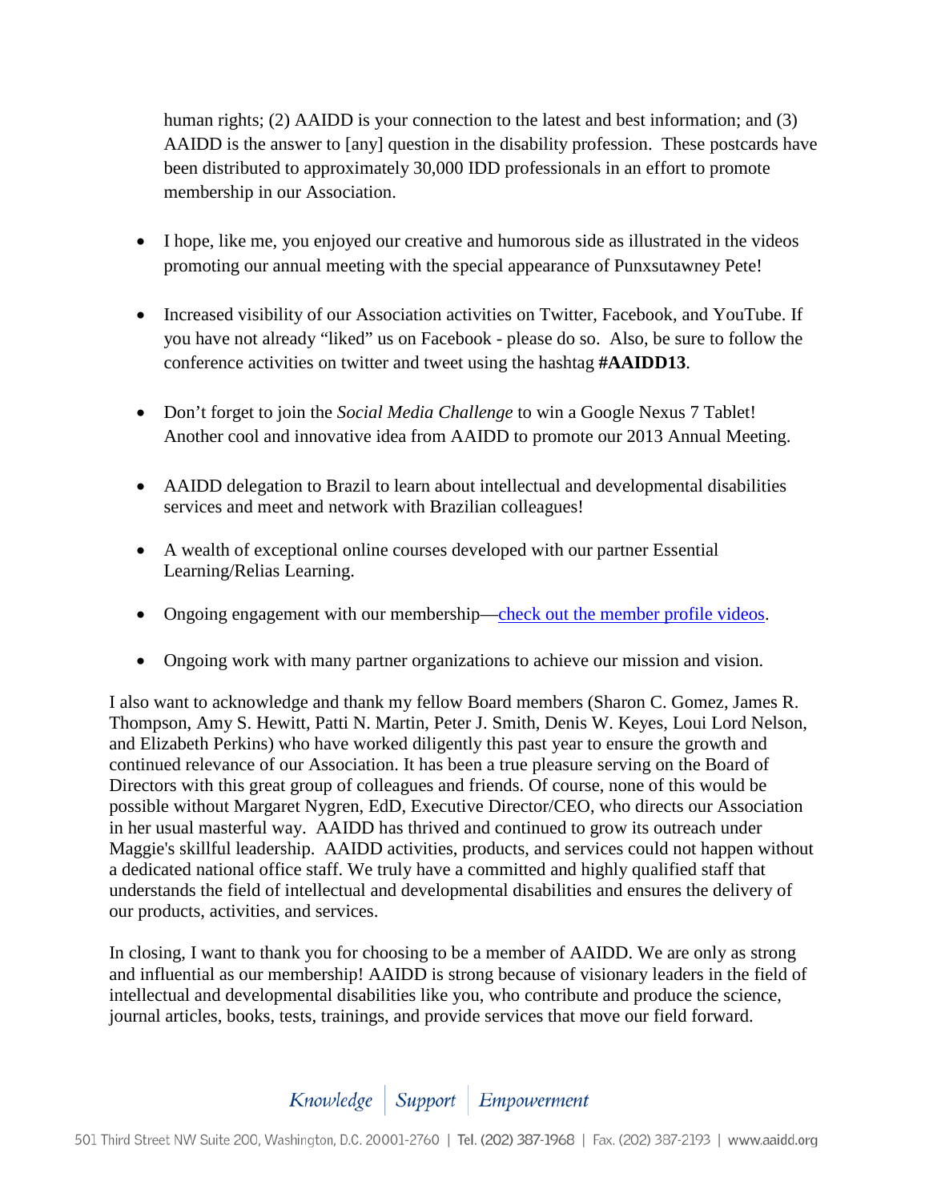human rights; (2) AAIDD is your connection to the latest and best information; and (3) AAIDD is the answer to [any] question in the disability profession. These postcards have been distributed to approximately 30,000 IDD professionals in an effort to promote membership in our Association.

- I hope, like me, you enjoyed our creative and humorous side as illustrated in the videos promoting our annual meeting with the special appearance of Punxsutawney Pete!
- Increased visibility of our Association activities on Twitter, Facebook, and YouTube. If you have not already "liked" us on Facebook - please do so. Also, be sure to follow the conference activities on twitter and tweet using the hashtag **#AAIDD13**.
- Don't forget to join the *Social Media Challenge* to win a Google Nexus 7 Tablet! Another cool and innovative idea from AAIDD to promote our 2013 Annual Meeting.
- AAIDD delegation to Brazil to learn about intellectual and developmental disabilities services and meet and network with Brazilian colleagues!
- A wealth of exceptional online courses developed with our partner Essential Learning/Relias Learning.
- Ongoing engagement with our membership—check out the member profile videos.
- Ongoing work with many partner organizations to achieve our mission and vision.

I also want to acknowledge and thank my fellow Board members (Sharon C. Gomez, James R. Thompson, Amy S. Hewitt, Patti N. Martin, Peter J. Smith, Denis W. Keyes, Loui Lord Nelson, and Elizabeth Perkins) who have worked diligently this past year to ensure the growth and continued relevance of our Association. It has been a true pleasure serving on the Board of Directors with this great group of colleagues and friends. Of course, none of this would be possible without Margaret Nygren, EdD, Executive Director/CEO, who directs our Association in her usual masterful way. AAIDD has thrived and continued to grow its outreach under Maggie's skillful leadership. AAIDD activities, products, and services could not happen without a dedicated national office staff. We truly have a committed and highly qualified staff that understands the field of intellectual and developmental disabilities and ensures the delivery of our products, activities, and services.

In closing, I want to thank you for choosing to be a member of AAIDD. We are only as strong and influential as our membership! AAIDD is strong because of visionary leaders in the field of intellectual and developmental disabilities like you, who contribute and produce the science, journal articles, books, tests, trainings, and provide services that move our field forward.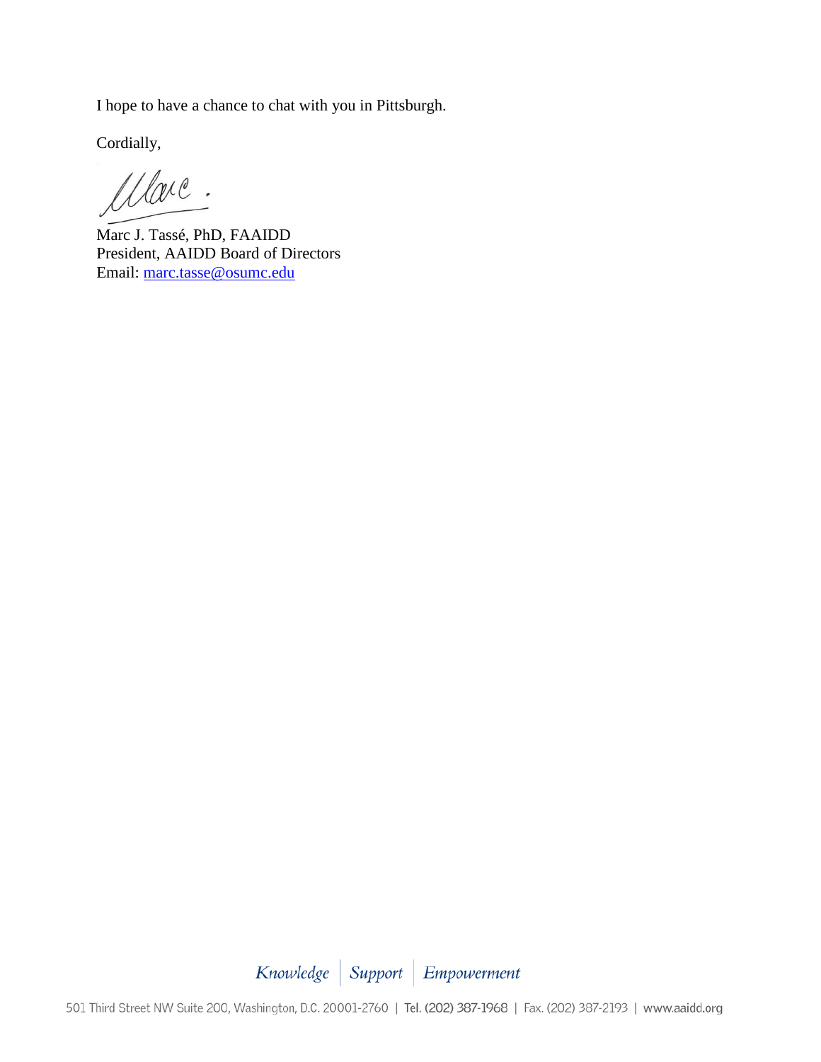I hope to have a chance to chat with you in Pittsburgh.

Cordially,

Marc J. Tassé, PhD, FAAIDD
President, AAIDD Board of Directors
Email: marc.tasse@osumc.edu